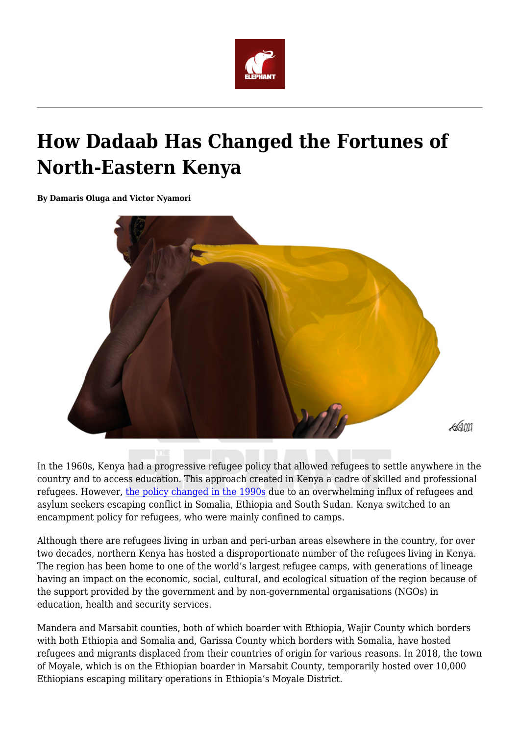# How Dadaab Has Changed the Fortunes of North-Eastern Kenya

**By Damaris Oluga and Victor Nyamori**

In the 1960s, Kenya had a progressive refugee policy that allowed refugees to settle anywhere in the country and to access education. This approach created in Kenya a cadre of skilled and professional refugees. However, the policy changed in the 1990s due to an overwhelming influx of refugees and asylum seekers escaping conflict in Somalia, Ethiopia and South Sudan. Kenya switched to an encampment policy for refugees, who were mainly confined to camps.

Although there are refugees living in urban and peri-urban areas elsewhere in the country, for over two decades, northern Kenya has hosted a disproportionate number of the refugees living in Kenya. The region has been home to one of the world's largest refugee camps, with generations of lineage having an impact on the economic, social, cultural, and ecological situation of the region because of the support provided by the government and by non-governmental organisations (NGOs) in education, health and security services.

Mandera and Marsabit counties, both of which boarder with Ethiopia, Wajir County which borders with both Ethiopia and Somalia and, Garissa County which borders with Somalia, have hosted refugees and migrants displaced from their countries of origin for various reasons. In 2018, the town of Moyale, which is on the Ethiopian boarder in Marsabit County, temporarily hosted over 10,000 Ethiopians escaping military operations in Ethiopia's Moyale District.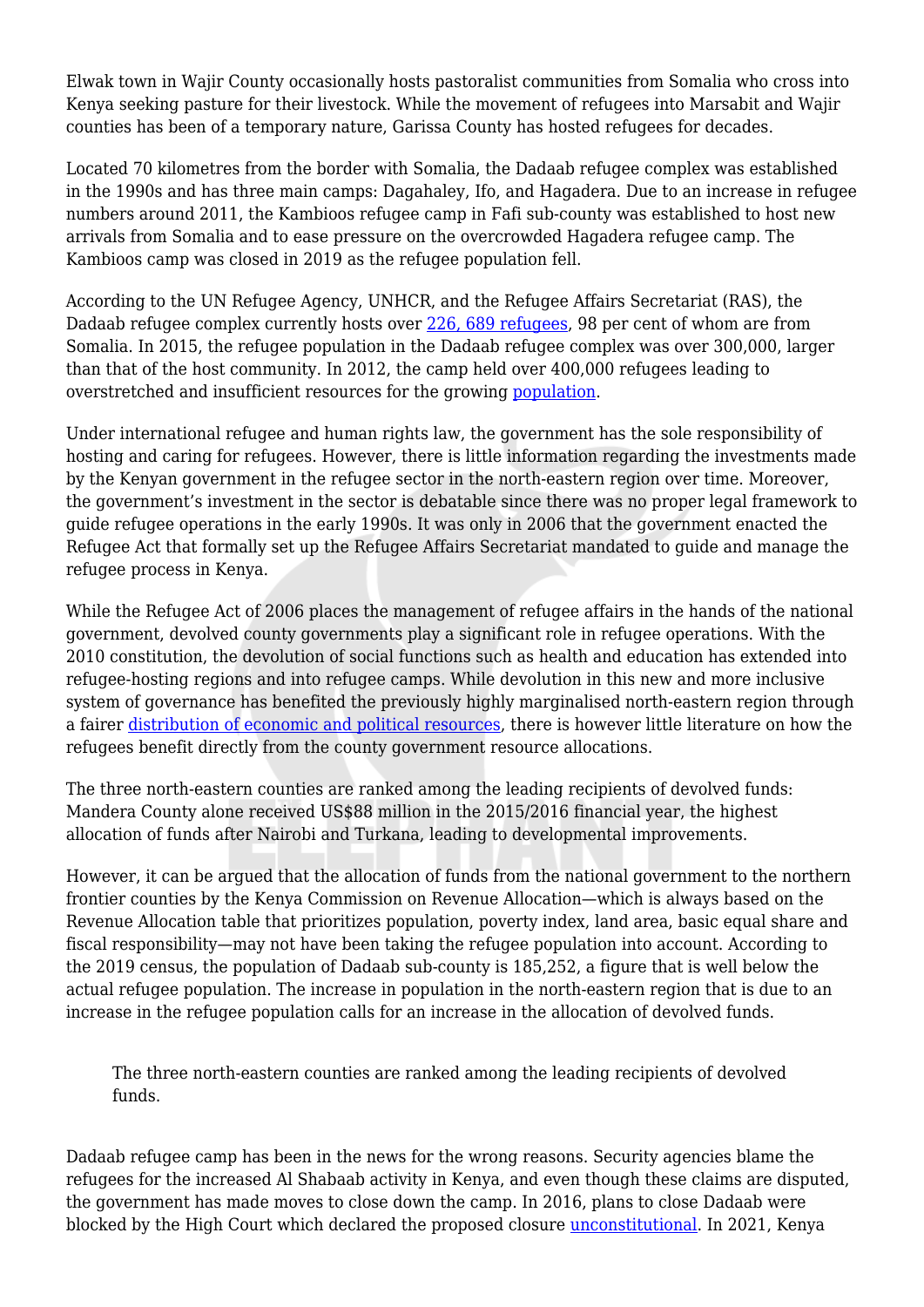Elwak town in Wajir County occasionally hosts pastoralist communities from Somalia who cross into Kenya seeking pasture for their livestock. While the movement of refugees into Marsabit and Wajir counties has been of a temporary nature, Garissa County has hosted refugees for decades.

Located 70 kilometres from the border with Somalia, the Dadaab refugee complex was established in the 1990s and has three main camps: Dagahaley, Ifo, and Hagadera. Due to an increase in refugee numbers around 2011, the Kambioos refugee camp in Fafi sub-county was established to host new arrivals from Somalia and to ease pressure on the overcrowded Hagadera refugee camp. The Kambioos camp was closed in 2019 as the refugee population fell.

According to the UN Refugee Agency, UNHCR, and the Refugee Affairs Secretariat (RAS), the Dadaab refugee complex currently hosts over 226, 689 refugees, 98 per cent of whom are from Somalia. In 2015, the refugee population in the Dadaab refugee complex was over 300,000, larger than that of the host community. In 2012, the camp held over 400,000 refugees leading to overstretched and insufficient resources for the growing population.

Under international refugee and human rights law, the government has the sole responsibility of hosting and caring for refugees. However, there is little information regarding the investments made by the Kenyan government in the refugee sector in the north-eastern region over time. Moreover, the government's investment in the sector is debatable since there was no proper legal framework to guide refugee operations in the early 1990s. It was only in 2006 that the government enacted the Refugee Act that formally set up the Refugee Affairs Secretariat mandated to guide and manage the refugee process in Kenya.

While the Refugee Act of 2006 places the management of refugee affairs in the hands of the national government, devolved county governments play a significant role in refugee operations. With the 2010 constitution, the devolution of social functions such as health and education has extended into refugee-hosting regions and into refugee camps. While devolution in this new and more inclusive system of governance has benefited the previously highly marginalised north-eastern region through a fairer distribution of economic and political resources, there is however little literature on how the refugees benefit directly from the county government resource allocations.

The three north-eastern counties are ranked among the leading recipients of devolved funds: Mandera County alone received US$88 million in the 2015/2016 financial year, the highest allocation of funds after Nairobi and Turkana, leading to developmental improvements.

However, it can be argued that the allocation of funds from the national government to the northern frontier counties by the Kenya Commission on Revenue Allocation—which is always based on the Revenue Allocation table that prioritizes population, poverty index, land area, basic equal share and fiscal responsibility—may not have been taking the refugee population into account. According to the 2019 census, the population of Dadaab sub-county is 185,252, a figure that is well below the actual refugee population. The increase in population in the north-eastern region that is due to an increase in the refugee population calls for an increase in the allocation of devolved funds.

> The three north-eastern counties are ranked among the leading recipients of devolved funds.

Dadaab refugee camp has been in the news for the wrong reasons. Security agencies blame the refugees for the increased Al Shabaab activity in Kenya, and even though these claims are disputed, the government has made moves to close down the camp. In 2016, plans to close Dadaab were blocked by the High Court which declared the proposed closure unconstitutional. In 2021, Kenya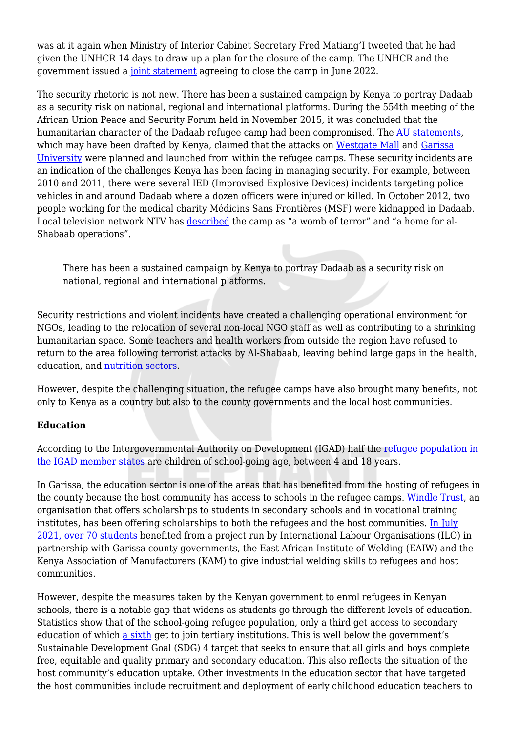was at it again when Ministry of Interior Cabinet Secretary Fred Matiang'I tweeted that he had given the UNHCR 14 days to draw up a plan for the closure of the camp. The UNHCR and the government issued a joint statement agreeing to close the camp in June 2022.

The security rhetoric is not new. There has been a sustained campaign by Kenya to portray Dadaab as a security risk on national, regional and international platforms. During the 554th meeting of the African Union Peace and Security Forum held in November 2015, it was concluded that the humanitarian character of the Dadaab refugee camp had been compromised. The AU statements, which may have been drafted by Kenya, claimed that the attacks on Westgate Mall and Garissa University were planned and launched from within the refugee camps. These security incidents are an indication of the challenges Kenya has been facing in managing security. For example, between 2010 and 2011, there were several IED (Improvised Explosive Devices) incidents targeting police vehicles in and around Dadaab where a dozen officers were injured or killed. In October 2012, two people working for the medical charity Médicins Sans Frontières (MSF) were kidnapped in Dadaab. Local television network NTV has described the camp as "a womb of terror" and "a home for al-Shabaab operations".

> There has been a sustained campaign by Kenya to portray Dadaab as a security risk on national, regional and international platforms.

Security restrictions and violent incidents have created a challenging operational environment for NGOs, leading to the relocation of several non-local NGO staff as well as contributing to a shrinking humanitarian space. Some teachers and health workers from outside the region have refused to return to the area following terrorist attacks by Al-Shabaab, leaving behind large gaps in the health, education, and nutrition sectors.

However, despite the challenging situation, the refugee camps have also brought many benefits, not only to Kenya as a country but also to the county governments and the local host communities.

**Education**

According to the Intergovernmental Authority on Development (IGAD) half the refugee population in the IGAD member states are children of school-going age, between 4 and 18 years.

In Garissa, the education sector is one of the areas that has benefited from the hosting of refugees in the county because the host community has access to schools in the refugee camps. Windle Trust, an organisation that offers scholarships to students in secondary schools and in vocational training institutes, has been offering scholarships to both the refugees and the host communities. In July 2021, over 70 students benefited from a project run by International Labour Organisations (ILO) in partnership with Garissa county governments, the East African Institute of Welding (EAIW) and the Kenya Association of Manufacturers (KAM) to give industrial welding skills to refugees and host communities.

However, despite the measures taken by the Kenyan government to enrol refugees in Kenyan schools, there is a notable gap that widens as students go through the different levels of education. Statistics show that of the school-going refugee population, only a third get access to secondary education of which a sixth get to join tertiary institutions. This is well below the government's Sustainable Development Goal (SDG) 4 target that seeks to ensure that all girls and boys complete free, equitable and quality primary and secondary education. This also reflects the situation of the host community's education uptake. Other investments in the education sector that have targeted the host communities include recruitment and deployment of early childhood education teachers to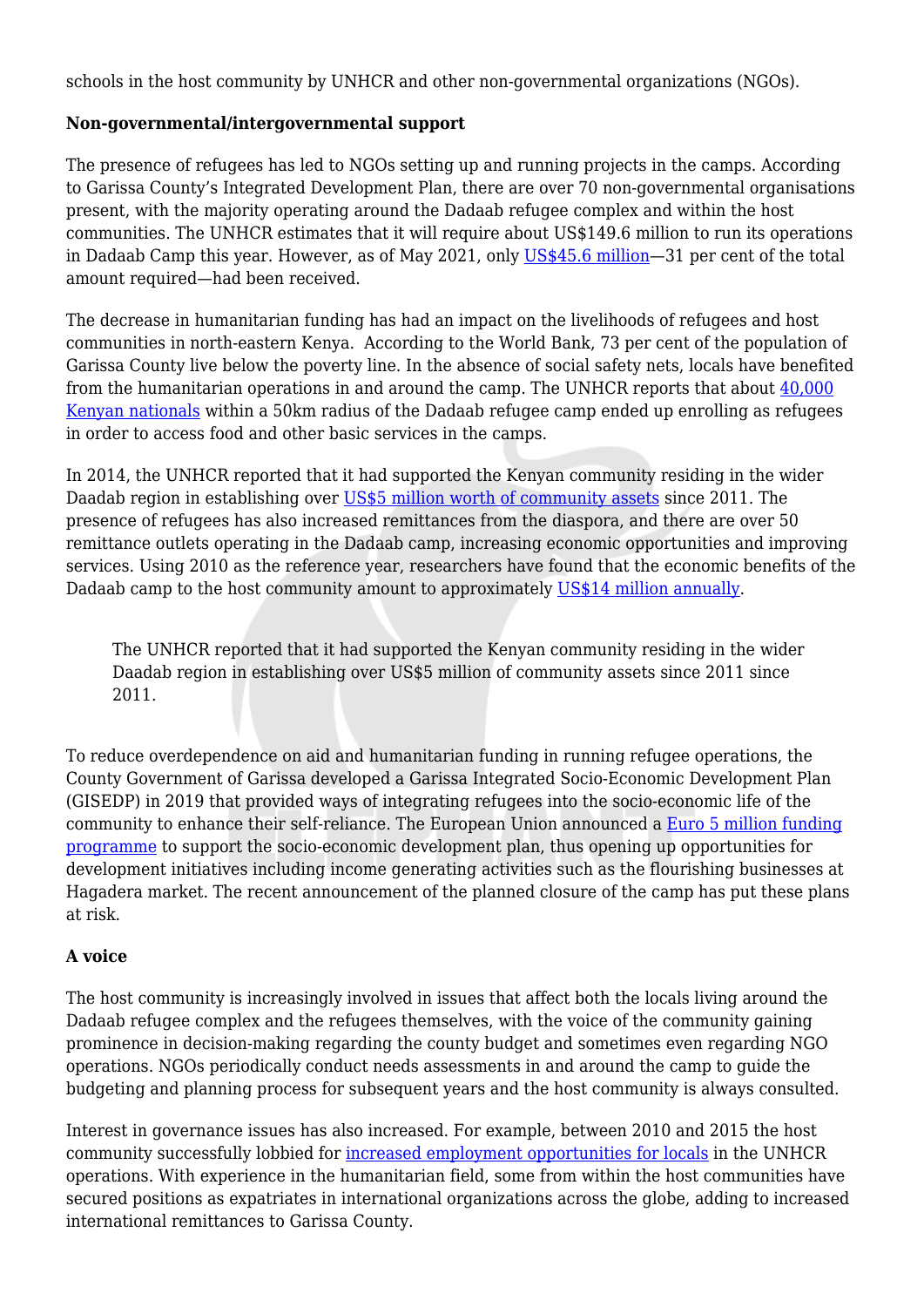schools in the host community by UNHCR and other non-governmental organizations (NGOs).

**Non-governmental/intergovernmental support**

The presence of refugees has led to NGOs setting up and running projects in the camps. According to Garissa County's Integrated Development Plan, there are over 70 non-governmental organisations present, with the majority operating around the Dadaab refugee complex and within the host communities. The UNHCR estimates that it will require about US$149.6 million to run its operations in Dadaab Camp this year. However, as of May 2021, only US$45.6 million—31 per cent of the total amount required—had been received.

The decrease in humanitarian funding has had an impact on the livelihoods of refugees and host communities in north-eastern Kenya. According to the World Bank, 73 per cent of the population of Garissa County live below the poverty line. In the absence of social safety nets, locals have benefited from the humanitarian operations in and around the camp. The UNHCR reports that about 40,000 Kenyan nationals within a 50km radius of the Dadaab refugee camp ended up enrolling as refugees in order to access food and other basic services in the camps.

In 2014, the UNHCR reported that it had supported the Kenyan community residing in the wider Daadab region in establishing over US$5 million worth of community assets since 2011. The presence of refugees has also increased remittances from the diaspora, and there are over 50 remittance outlets operating in the Dadaab camp, increasing economic opportunities and improving services. Using 2010 as the reference year, researchers have found that the economic benefits of the Dadaab camp to the host community amount to approximately US$14 million annually.

> The UNHCR reported that it had supported the Kenyan community residing in the wider Daadab region in establishing over US$5 million of community assets since 2011 since 2011.

To reduce overdependence on aid and humanitarian funding in running refugee operations, the County Government of Garissa developed a Garissa Integrated Socio-Economic Development Plan (GISEDP) in 2019 that provided ways of integrating refugees into the socio-economic life of the community to enhance their self-reliance. The European Union announced a Euro 5 million funding programme to support the socio-economic development plan, thus opening up opportunities for development initiatives including income generating activities such as the flourishing businesses at Hagadera market. The recent announcement of the planned closure of the camp has put these plans at risk.

**A voice**

The host community is increasingly involved in issues that affect both the locals living around the Dadaab refugee complex and the refugees themselves, with the voice of the community gaining prominence in decision-making regarding the county budget and sometimes even regarding NGO operations. NGOs periodically conduct needs assessments in and around the camp to guide the budgeting and planning process for subsequent years and the host community is always consulted.

Interest in governance issues has also increased. For example, between 2010 and 2015 the host community successfully lobbied for increased employment opportunities for locals in the UNHCR operations. With experience in the humanitarian field, some from within the host communities have secured positions as expatriates in international organizations across the globe, adding to increased international remittances to Garissa County.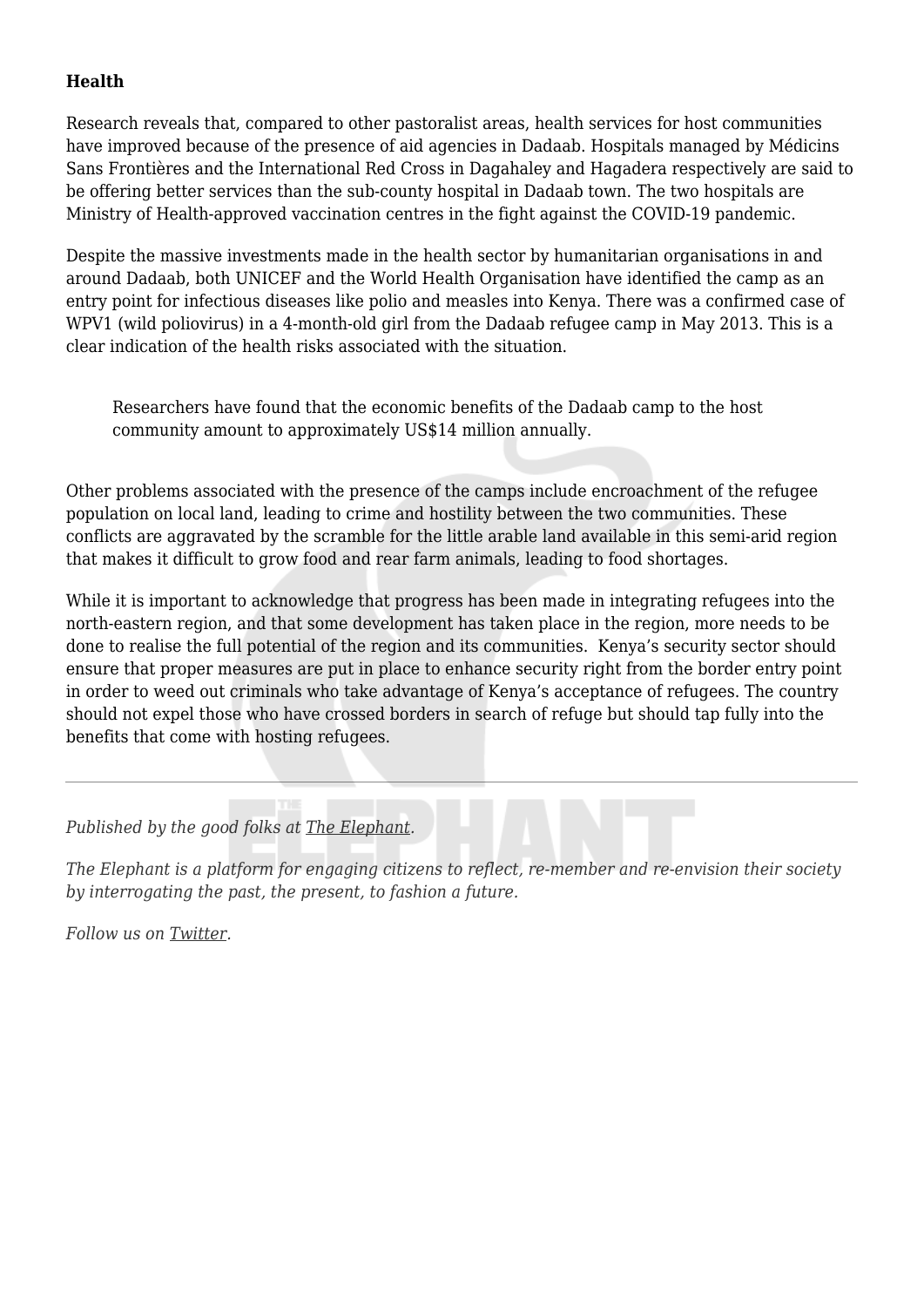**Health**

Research reveals that, compared to other pastoralist areas, health services for host communities have improved because of the presence of aid agencies in Dadaab. Hospitals managed by Médicins Sans Frontières and the International Red Cross in Dagahaley and Hagadera respectively are said to be offering better services than the sub-county hospital in Dadaab town. The two hospitals are Ministry of Health-approved vaccination centres in the fight against the COVID-19 pandemic.

Despite the massive investments made in the health sector by humanitarian organisations in and around Dadaab, both UNICEF and the World Health Organisation have identified the camp as an entry point for infectious diseases like polio and measles into Kenya. There was a confirmed case of WPV1 (wild poliovirus) in a 4-month-old girl from the Dadaab refugee camp in May 2013. This is a clear indication of the health risks associated with the situation.

> Researchers have found that the economic benefits of the Dadaab camp to the host community amount to approximately US$14 million annually.

Other problems associated with the presence of the camps include encroachment of the refugee population on local land, leading to crime and hostility between the two communities. These conflicts are aggravated by the scramble for the little arable land available in this semi-arid region that makes it difficult to grow food and rear farm animals, leading to food shortages.

While it is important to acknowledge that progress has been made in integrating refugees into the north-eastern region, and that some development has taken place in the region, more needs to be done to realise the full potential of the region and its communities. Kenya's security sector should ensure that proper measures are put in place to enhance security right from the border entry point in order to weed out criminals who take advantage of Kenya's acceptance of refugees. The country should not expel those who have crossed borders in search of refuge but should tap fully into the benefits that come with hosting refugees.

---

*Published by the good folks at The Elephant.*

*The Elephant is a platform for engaging citizens to reflect, re-member and re-envision their society by interrogating the past, the present, to fashion a future.*

*Follow us on Twitter.*